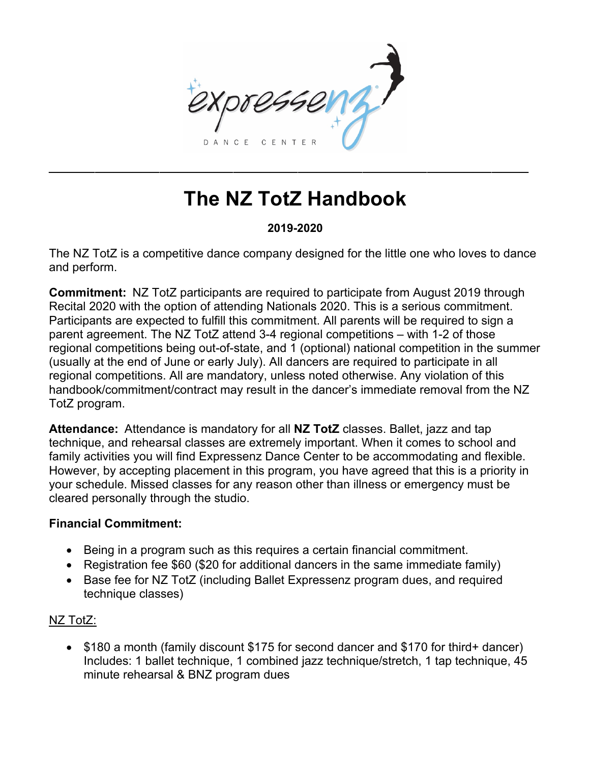# The NZ TotZ Handbook

**2019-2020**

The NZ TotZ is a competitive dance company designed for the little one who loves to dance and perform.

**Commitment:** NZ TotZ participants are required to participate from August 2019 through Recital 2020 with the option of attending Nationals 2020. This is a serious commitment. Participants are expected to fulfill this commitment. All parents will be required to sign a parent agreement. The NZ TotZ attend 3-4 regional competitions – with 1-2 of those regional competitions being out-of-state, and 1 (optional) national competition in the summer (usually at the end of June or early July). All dancers are required to participate in all regional competitions. All are mandatory, unless noted otherwise. Any violation of this handbook/commitment/contract may result in the dancer's immediate removal from the NZ TotZ program.

**Attendance:** Attendance is mandatory for all **NZ TotZ** classes. Ballet, jazz and tap technique, and rehearsal classes are extremely important. When it comes to school and family activities you will find Expressenz Dance Center to be accommodating and flexible. However, by accepting placement in this program, you have agreed that this is a priority in your schedule. Missed classes for any reason other than illness or emergency must be cleared personally through the studio.

**Financial Commitment:**

- Being in a program such as this requires a certain financial commitment.
- Registration fee $60 ($20 for additional dancers in the same immediate family)
- Base fee for NZ TotZ (including Ballet Expressenz program dues, and required technique classes)

<u>NZ TotZ:</u>

- $180 a month (family discount $175 for second dancer and $170 for third+ dancer) Includes: 1 ballet technique, 1 combined jazz technique/stretch, 1 tap technique, 45 minute rehearsal & BNZ program dues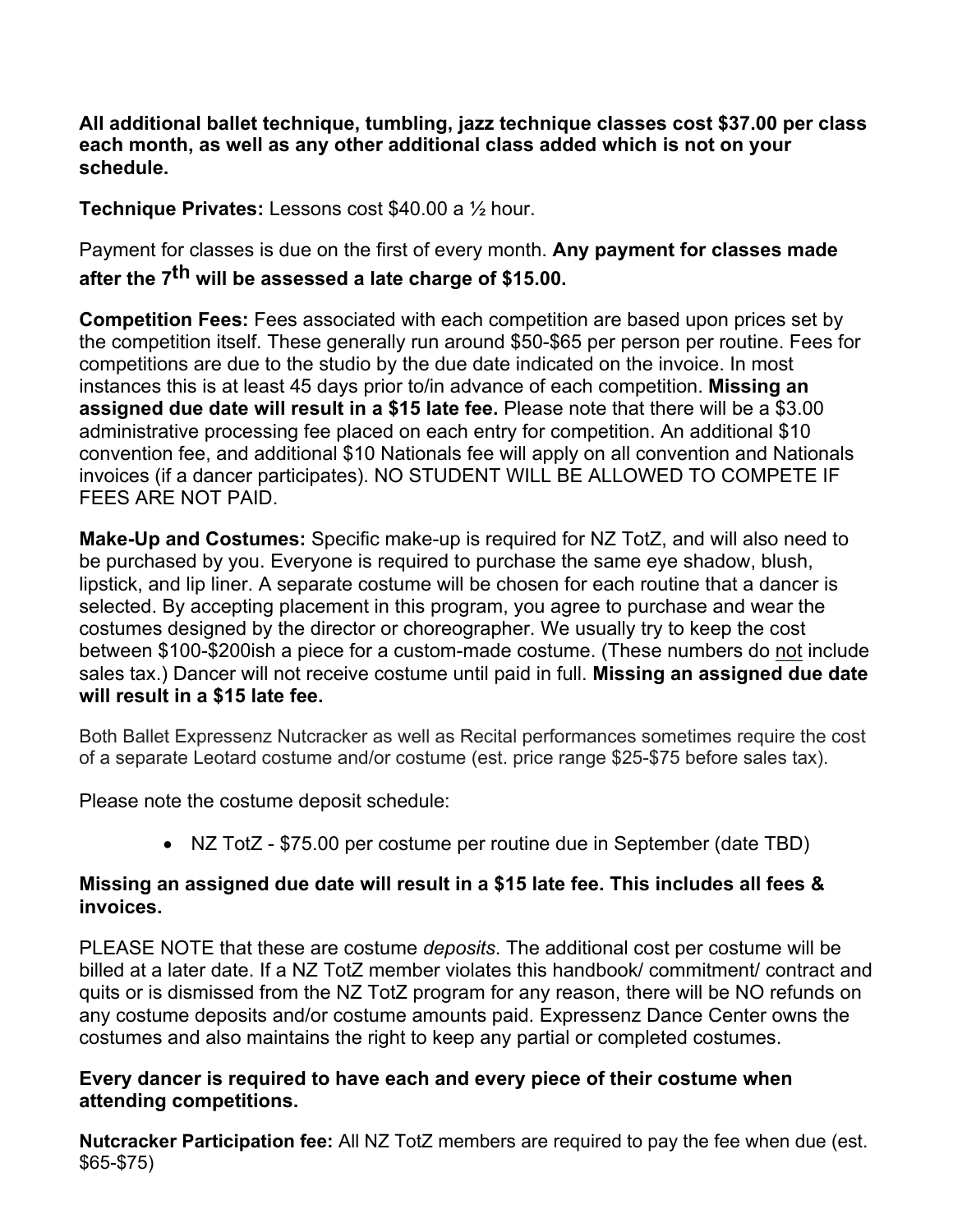**All additional ballet technique, tumbling, jazz technique classes cost $37.00 per class each month, as well as any other additional class added which is not on your schedule.**

**Technique Privates:** Lessons cost $40.00 a ½ hour.

Payment for classes is due on the first of every month. **Any payment for classes made after the 7th will be assessed a late charge of $15.00.**

**Competition Fees:** Fees associated with each competition are based upon prices set by the competition itself. These generally run around $50-$65 per person per routine. Fees for competitions are due to the studio by the due date indicated on the invoice. In most instances this is at least 45 days prior to/in advance of each competition. **Missing an assigned due date will result in a $15 late fee.** Please note that there will be a $3.00 administrative processing fee placed on each entry for competition. An additional $10 convention fee, and additional $10 Nationals fee will apply on all convention and Nationals invoices (if a dancer participates). NO STUDENT WILL BE ALLOWED TO COMPETE IF FEES ARE NOT PAID.

**Make-Up and Costumes:** Specific make-up is required for NZ TotZ, and will also need to be purchased by you. Everyone is required to purchase the same eye shadow, blush, lipstick, and lip liner. A separate costume will be chosen for each routine that a dancer is selected. By accepting placement in this program, you agree to purchase and wear the costumes designed by the director or choreographer. We usually try to keep the cost between $100-$200ish a piece for a custom-made costume. (These numbers do <u>not</u> include sales tax.) Dancer will not receive costume until paid in full. **Missing an assigned due date will result in a $15 late fee.**

Both Ballet Expressenz Nutcracker as well as Recital performances sometimes require the cost of a separate Leotard costume and/or costume (est. price range $25-$75 before sales tax).

Please note the costume deposit schedule:

- NZ TotZ - $75.00 per costume per routine due in September (date TBD)

**Missing an assigned due date will result in a $15 late fee. This includes all fees & invoices.**

PLEASE NOTE that these are costume *deposits*. The additional cost per costume will be billed at a later date. If a NZ TotZ member violates this handbook/ commitment/ contract and quits or is dismissed from the NZ TotZ program for any reason, there will be NO refunds on any costume deposits and/or costume amounts paid. Expressenz Dance Center owns the costumes and also maintains the right to keep any partial or completed costumes.

**Every dancer is required to have each and every piece of their costume when attending competitions.**

**Nutcracker Participation fee:** All NZ TotZ members are required to pay the fee when due (est. $65-$75)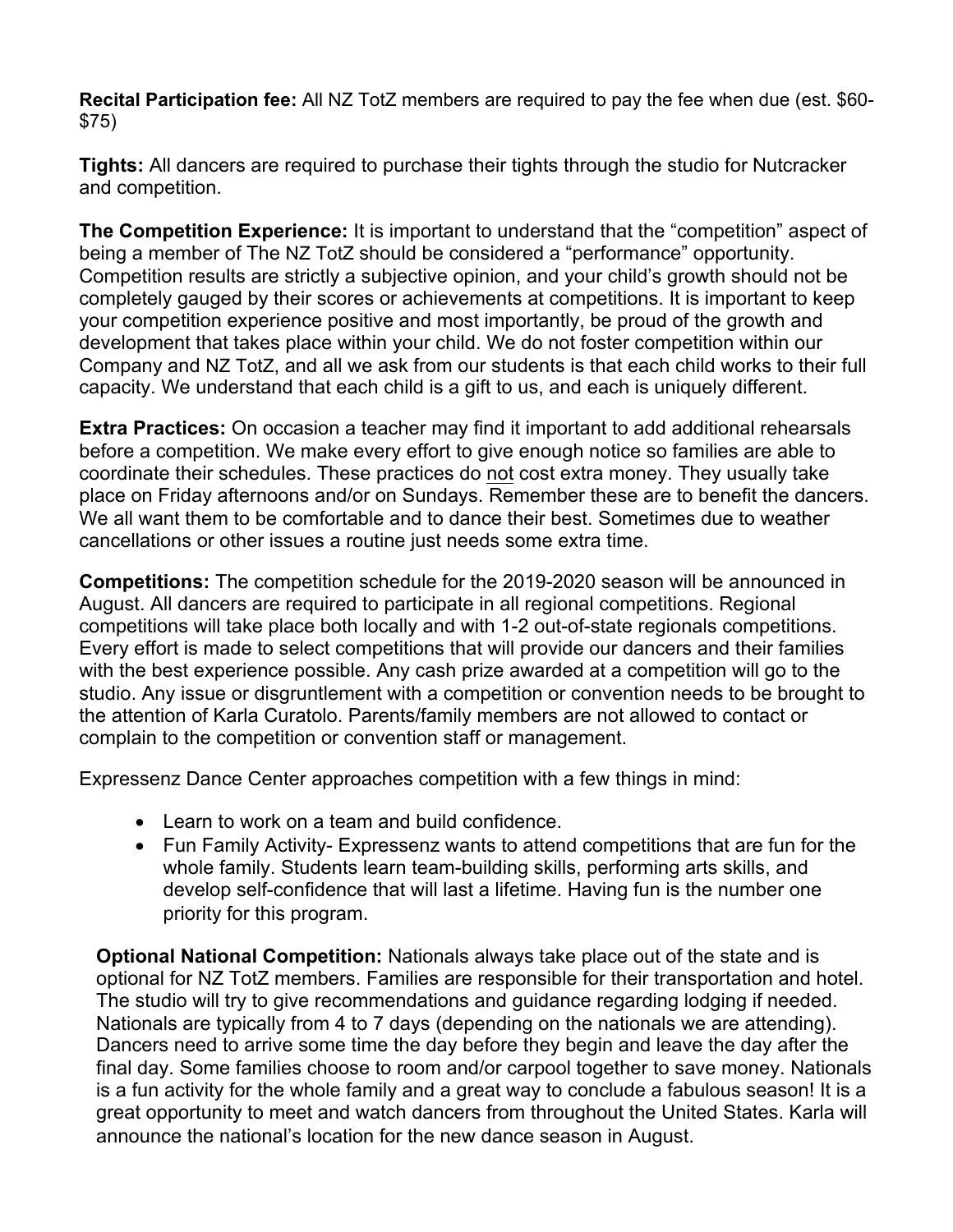**Recital Participation fee:** All NZ TotZ members are required to pay the fee when due (est. $60-$75)

**Tights:** All dancers are required to purchase their tights through the studio for Nutcracker and competition.

**The Competition Experience:** It is important to understand that the "competition" aspect of being a member of The NZ TotZ should be considered a "performance" opportunity. Competition results are strictly a subjective opinion, and your child's growth should not be completely gauged by their scores or achievements at competitions. It is important to keep your competition experience positive and most importantly, be proud of the growth and development that takes place within your child. We do not foster competition within our Company and NZ TotZ, and all we ask from our students is that each child works to their full capacity. We understand that each child is a gift to us, and each is uniquely different.

**Extra Practices:** On occasion a teacher may find it important to add additional rehearsals before a competition. We make every effort to give enough notice so families are able to coordinate their schedules. These practices do <u>not</u> cost extra money. They usually take place on Friday afternoons and/or on Sundays. Remember these are to benefit the dancers. We all want them to be comfortable and to dance their best. Sometimes due to weather cancellations or other issues a routine just needs some extra time.

**Competitions:** The competition schedule for the 2019-2020 season will be announced in August. All dancers are required to participate in all regional competitions. Regional competitions will take place both locally and with 1-2 out-of-state regionals competitions. Every effort is made to select competitions that will provide our dancers and their families with the best experience possible. Any cash prize awarded at a competition will go to the studio. Any issue or disgruntlement with a competition or convention needs to be brought to the attention of Karla Curatolo. Parents/family members are not allowed to contact or complain to the competition or convention staff or management.

Expressenz Dance Center approaches competition with a few things in mind:

- Learn to work on a team and build confidence.
- Fun Family Activity- Expressenz wants to attend competitions that are fun for the whole family. Students learn team-building skills, performing arts skills, and develop self-confidence that will last a lifetime. Having fun is the number one priority for this program.

**Optional National Competition:** Nationals always take place out of the state and is optional for NZ TotZ members. Families are responsible for their transportation and hotel. The studio will try to give recommendations and guidance regarding lodging if needed. Nationals are typically from 4 to 7 days (depending on the nationals we are attending). Dancers need to arrive some time the day before they begin and leave the day after the final day. Some families choose to room and/or carpool together to save money. Nationals is a fun activity for the whole family and a great way to conclude a fabulous season! It is a great opportunity to meet and watch dancers from throughout the United States. Karla will announce the national's location for the new dance season in August.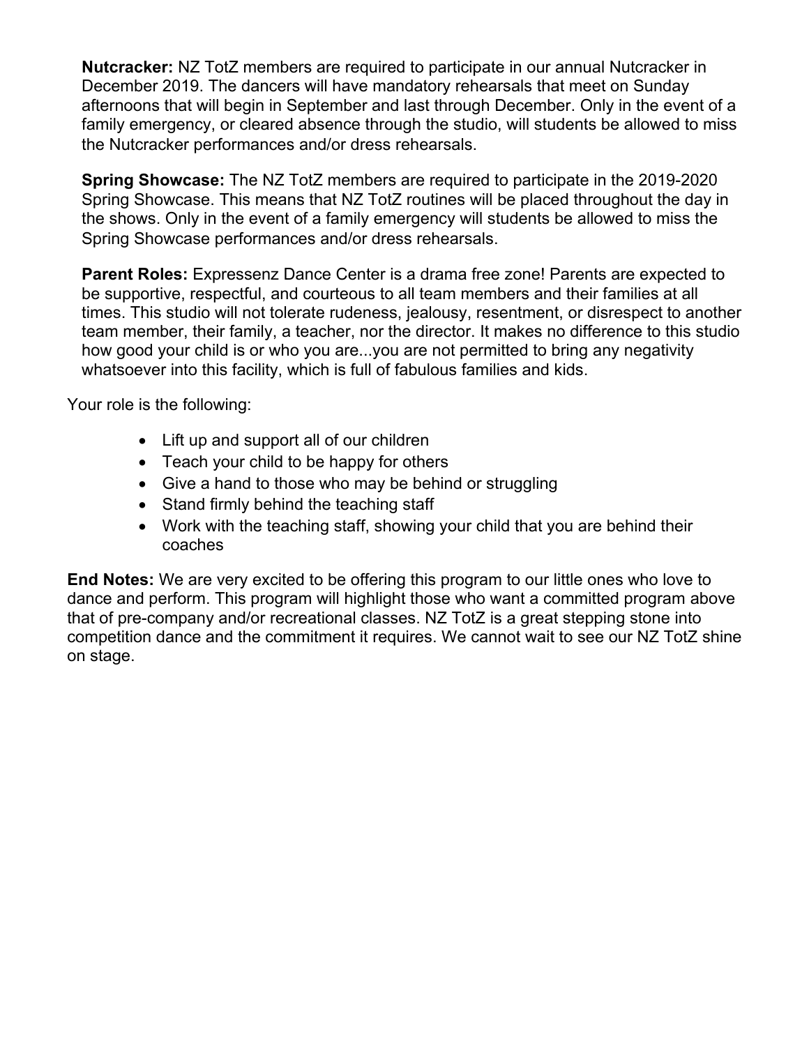**Nutcracker:** NZ TotZ members are required to participate in our annual Nutcracker in December 2019. The dancers will have mandatory rehearsals that meet on Sunday afternoons that will begin in September and last through December. Only in the event of a family emergency, or cleared absence through the studio, will students be allowed to miss the Nutcracker performances and/or dress rehearsals.

**Spring Showcase:** The NZ TotZ members are required to participate in the 2019-2020 Spring Showcase. This means that NZ TotZ routines will be placed throughout the day in the shows. Only in the event of a family emergency will students be allowed to miss the Spring Showcase performances and/or dress rehearsals.

**Parent Roles:** Expressenz Dance Center is a drama free zone! Parents are expected to be supportive, respectful, and courteous to all team members and their families at all times. This studio will not tolerate rudeness, jealousy, resentment, or disrespect to another team member, their family, a teacher, nor the director. It makes no difference to this studio how good your child is or who you are...you are not permitted to bring any negativity whatsoever into this facility, which is full of fabulous families and kids.

Your role is the following:

- Lift up and support all of our children
- Teach your child to be happy for others
- Give a hand to those who may be behind or struggling
- Stand firmly behind the teaching staff
- Work with the teaching staff, showing your child that you are behind their coaches

**End Notes:** We are very excited to be offering this program to our little ones who love to dance and perform. This program will highlight those who want a committed program above that of pre-company and/or recreational classes. NZ TotZ is a great stepping stone into competition dance and the commitment it requires. We cannot wait to see our NZ TotZ shine on stage.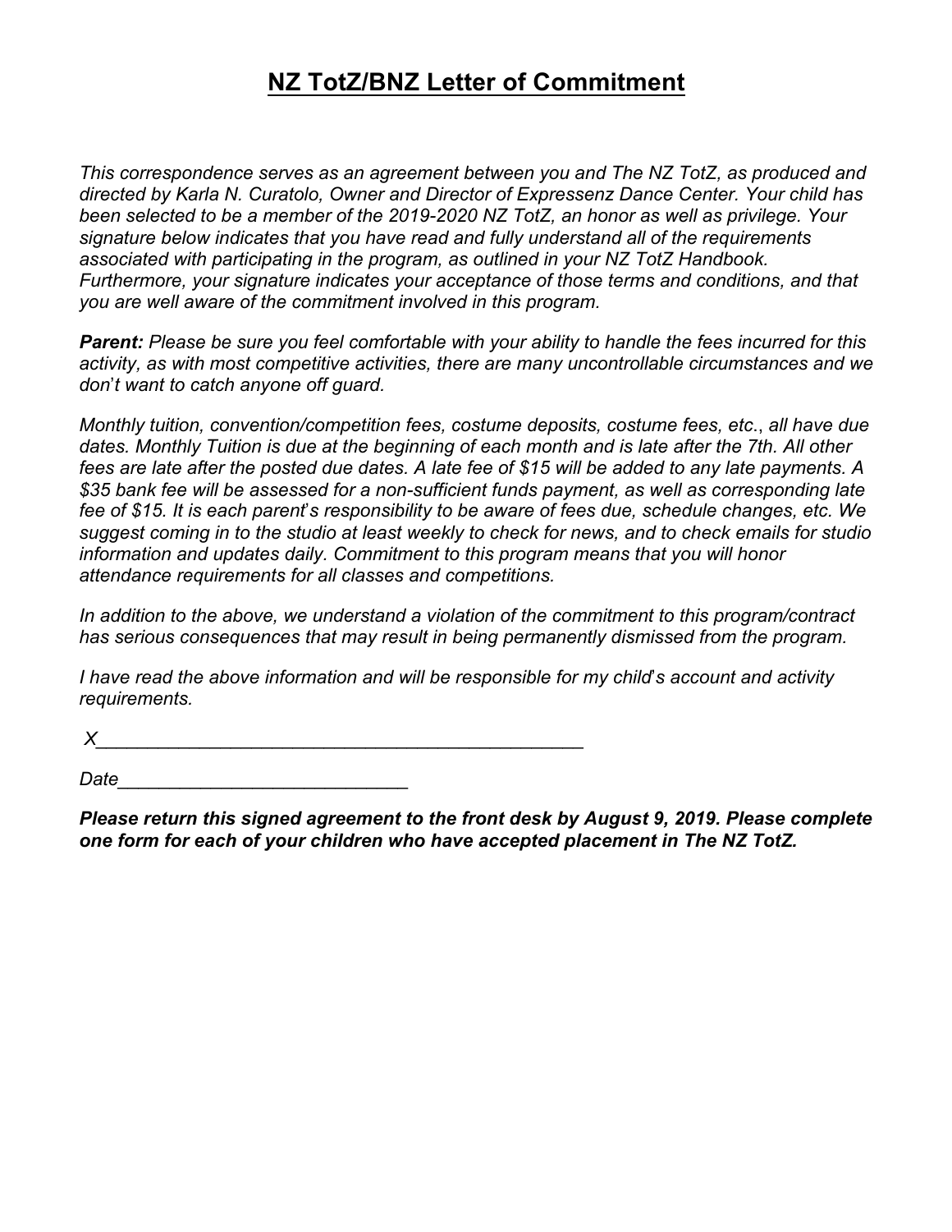# NZ TotZ/BNZ Letter of Commitment

*This correspondence serves as an agreement between you and The NZ TotZ, as produced and directed by Karla N. Curatolo, Owner and Director of Expressenz Dance Center. Your child has been selected to be a member of the 2019-2020 NZ TotZ, an honor as well as privilege. Your signature below indicates that you have read and fully understand all of the requirements associated with participating in the program, as outlined in your NZ TotZ Handbook. Furthermore, your signature indicates your acceptance of those terms and conditions, and that you are well aware of the commitment involved in this program.*

***Parent:*** *Please be sure you feel comfortable with your ability to handle the fees incurred for this activity, as with most competitive activities, there are many uncontrollable circumstances and we don't want to catch anyone off guard.*

*Monthly tuition, convention/competition fees, costume deposits, costume fees, etc., all have due dates. Monthly Tuition is due at the beginning of each month and is late after the 7th. All other fees are late after the posted due dates. A late fee of $15 will be added to any late payments. A $35 bank fee will be assessed for a non-sufficient funds payment, as well as corresponding late fee of $15. It is each parent's responsibility to be aware of fees due, schedule changes, etc. We suggest coming in to the studio at least weekly to check for news, and to check emails for studio information and updates daily. Commitment to this program means that you will honor attendance requirements for all classes and competitions.*

*In addition to the above, we understand a violation of the commitment to this program/contract has serious consequences that may result in being permanently dismissed from the program.*

*I have read the above information and will be responsible for my child's account and activity requirements.*

*X*_______________________________________________

*Date*____________________________

***Please return this signed agreement to the front desk by August 9, 2019. Please complete one form for each of your children who have accepted placement in The NZ TotZ.***